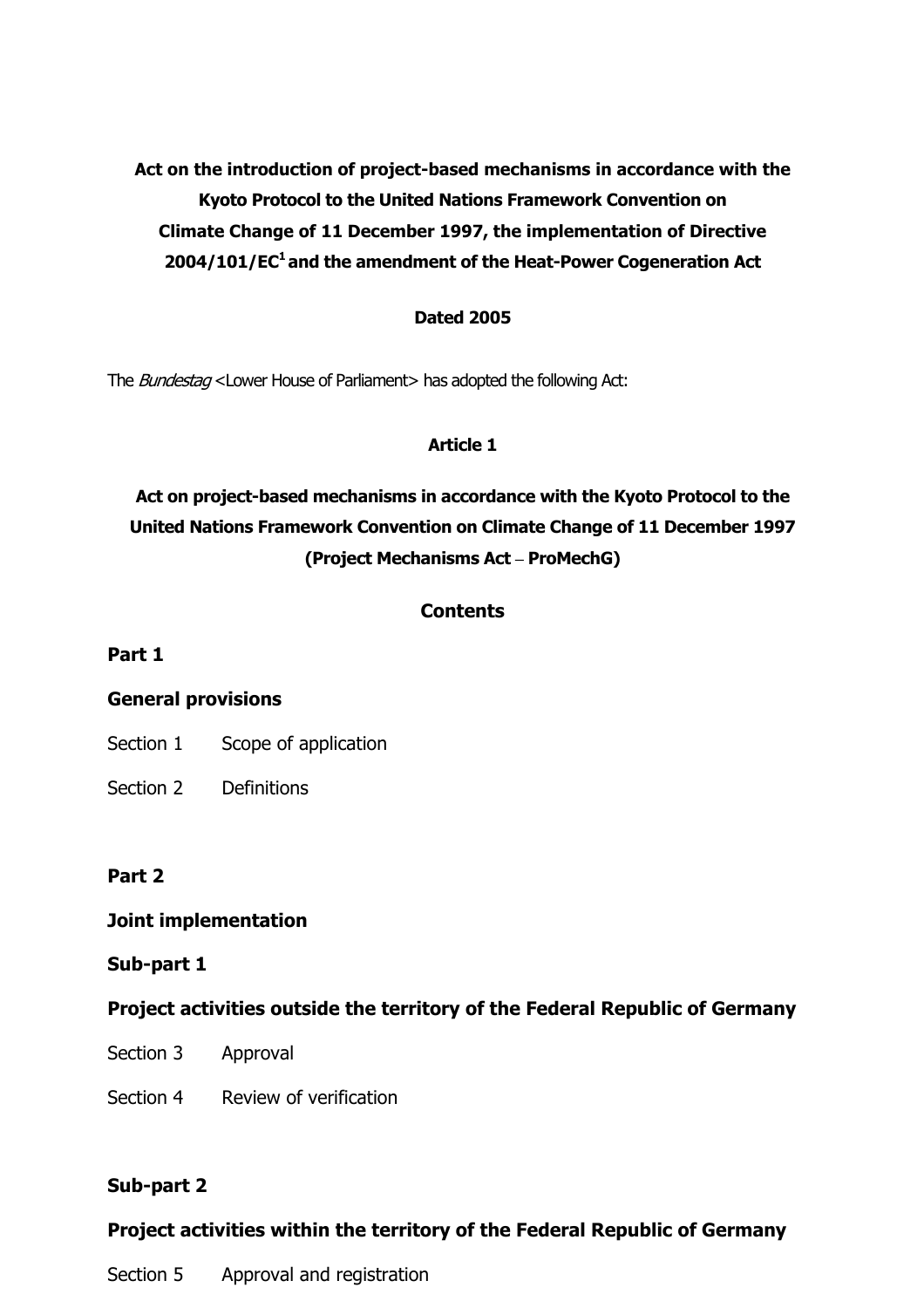**Act on the introduction of project-based mechanisms in accordance with the Kyoto Protocol to the United Nations Framework Convention on Climate Change of 11 December 1997, the implementation of Directive 2004/101/EC[1] and the amendment of the Heat-Power Cogeneration Act**

**Dated 2005**

The *Bundestag* <Lower House of Parliament> has adopted the following Act:

**Article 1**

**Act on project-based mechanisms in accordance with the Kyoto Protocol to the United Nations Framework Convention on Climate Change of 11 December 1997 (Project Mechanisms Act – ProMechG)**

**Contents**

**Part 1**

**General provisions**

Section 1 Scope of application

Section 2 Definitions

**Part 2**

**Joint implementation**

**Sub-part 1**

**Project activities outside the territory of the Federal Republic of Germany**

Section 3 Approval

Section 4 Review of verification

**Sub-part 2**

**Project activities within the territory of the Federal Republic of Germany**

Section 5 Approval and registration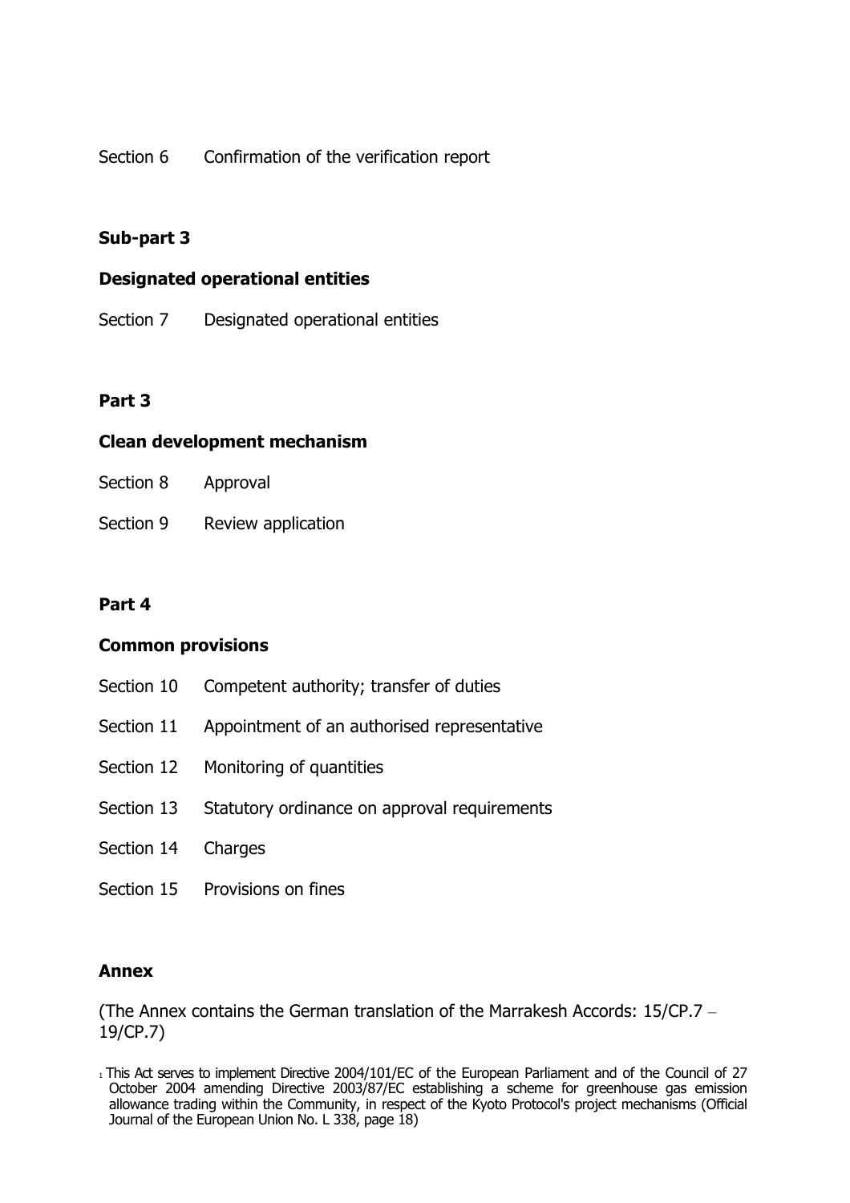Section 6 Confirmation of the verification report

**Sub-part 3**

**Designated operational entities**

Section 7 Designated operational entities

**Part 3**

**Clean development mechanism**

Section 8 Approval

Section 9 Review application

**Part 4**

**Common provisions**

Section 10 Competent authority; transfer of duties

Section 11 Appointment of an authorised representative

Section 12 Monitoring of quantities

Section 13 Statutory ordinance on approval requirements

Section 14 Charges

Section 15 Provisions on fines

**Annex**

(The Annex contains the German translation of the Marrakesh Accords: 15/CP.7 – 19/CP.7)

[1] This Act serves to implement Directive 2004/101/EC of the European Parliament and of the Council of 27 October 2004 amending Directive 2003/87/EC establishing a scheme for greenhouse gas emission allowance trading within the Community, in respect of the Kyoto Protocol's project mechanisms (Official Journal of the European Union No. L 338, page 18)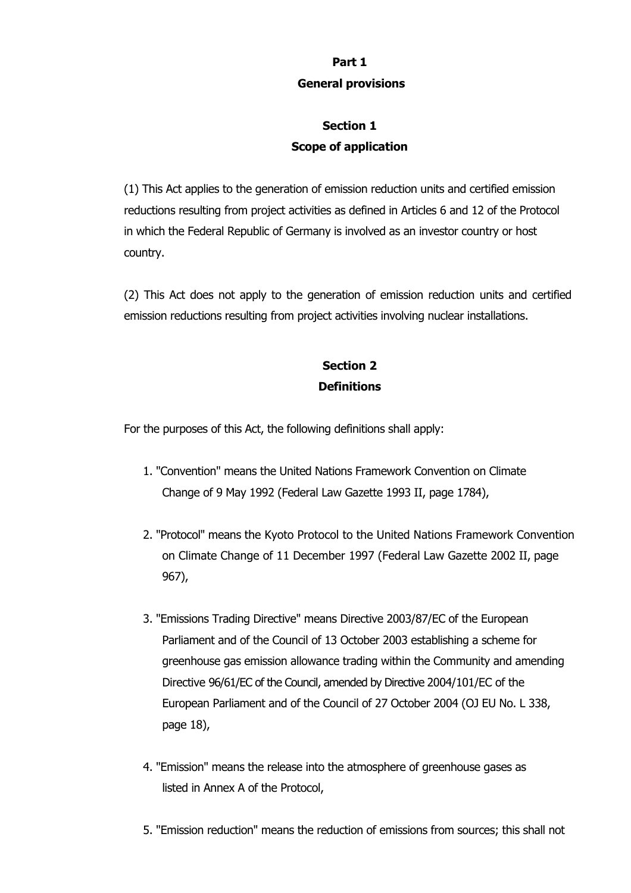# Part 1
# General provisions

## Section 1
## Scope of application

(1) This Act applies to the generation of emission reduction units and certified emission reductions resulting from project activities as defined in Articles 6 and 12 of the Protocol in which the Federal Republic of Germany is involved as an investor country or host country.

(2) This Act does not apply to the generation of emission reduction units and certified emission reductions resulting from project activities involving nuclear installations.

## Section 2
## Definitions

For the purposes of this Act, the following definitions shall apply:

1. "Convention" means the United Nations Framework Convention on Climate Change of 9 May 1992 (Federal Law Gazette 1993 II, page 1784),

2. "Protocol" means the Kyoto Protocol to the United Nations Framework Convention on Climate Change of 11 December 1997 (Federal Law Gazette 2002 II, page 967),

3. "Emissions Trading Directive" means Directive 2003/87/EC of the European Parliament and of the Council of 13 October 2003 establishing a scheme for greenhouse gas emission allowance trading within the Community and amending Directive 96/61/EC of the Council, amended by Directive 2004/101/EC of the European Parliament and of the Council of 27 October 2004 (OJ EU No. L 338, page 18),

4. "Emission" means the release into the atmosphere of greenhouse gases as listed in Annex A of the Protocol,

5. "Emission reduction" means the reduction of emissions from sources; this shall not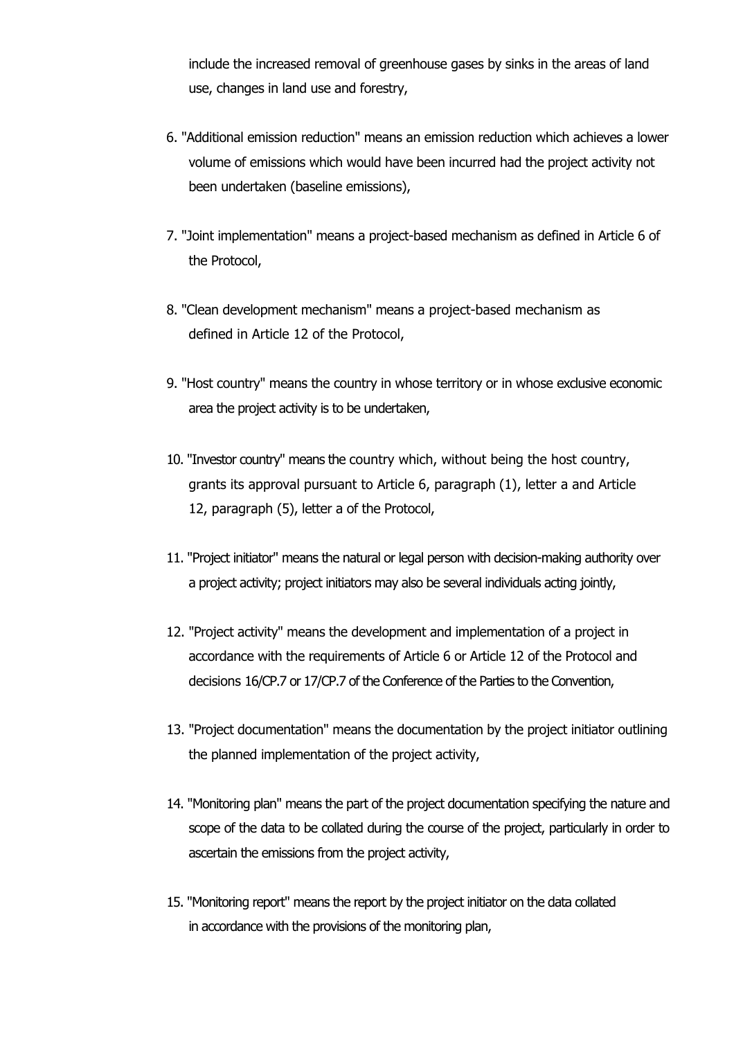include the increased removal of greenhouse gases by sinks in the areas of land use, changes in land use and forestry,

6. "Additional emission reduction" means an emission reduction which achieves a lower volume of emissions which would have been incurred had the project activity not been undertaken (baseline emissions),

7. "Joint implementation" means a project-based mechanism as defined in Article 6 of the Protocol,

8. "Clean development mechanism" means a project-based mechanism as defined in Article 12 of the Protocol,

9. "Host country" means the country in whose territory or in whose exclusive economic area the project activity is to be undertaken,

10. "Investor country" means the country which, without being the host country, grants its approval pursuant to Article 6, paragraph (1), letter a and Article 12, paragraph (5), letter a of the Protocol,

11. "Project initiator" means the natural or legal person with decision-making authority over a project activity; project initiators may also be several individuals acting jointly,

12. "Project activity" means the development and implementation of a project in accordance with the requirements of Article 6 or Article 12 of the Protocol and decisions 16/CP.7 or 17/CP.7 of the Conference of the Parties to the Convention,

13. "Project documentation" means the documentation by the project initiator outlining the planned implementation of the project activity,

14. "Monitoring plan" means the part of the project documentation specifying the nature and scope of the data to be collated during the course of the project, particularly in order to ascertain the emissions from the project activity,

15. "Monitoring report" means the report by the project initiator on the data collated in accordance with the provisions of the monitoring plan,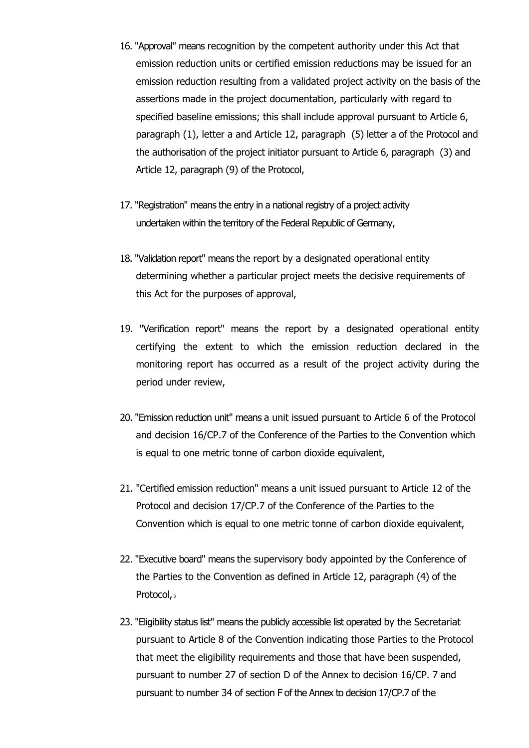16. "Approval" means recognition by the competent authority under this Act that emission reduction units or certified emission reductions may be issued for an emission reduction resulting from a validated project activity on the basis of the assertions made in the project documentation, particularly with regard to specified baseline emissions; this shall include approval pursuant to Article 6, paragraph (1), letter a and Article 12, paragraph (5) letter a of the Protocol and the authorisation of the project initiator pursuant to Article 6, paragraph (3) and Article 12, paragraph (9) of the Protocol,

17. "Registration" means the entry in a national registry of a project activity undertaken within the territory of the Federal Republic of Germany,

18. "Validation report" means the report by a designated operational entity determining whether a particular project meets the decisive requirements of this Act for the purposes of approval,

19. "Verification report" means the report by a designated operational entity certifying the extent to which the emission reduction declared in the monitoring report has occurred as a result of the project activity during the period under review,

20. "Emission reduction unit" means a unit issued pursuant to Article 6 of the Protocol and decision 16/CP.7 of the Conference of the Parties to the Convention which is equal to one metric tonne of carbon dioxide equivalent,

21. "Certified emission reduction" means a unit issued pursuant to Article 12 of the Protocol and decision 17/CP.7 of the Conference of the Parties to the Convention which is equal to one metric tonne of carbon dioxide equivalent,

22. "Executive board" means the supervisory body appointed by the Conference of the Parties to the Convention as defined in Article 12, paragraph (4) of the Protocol,[3]

23. "Eligibility status list" means the publicly accessible list operated by the Secretariat pursuant to Article 8 of the Convention indicating those Parties to the Protocol that meet the eligibility requirements and those that have been suspended, pursuant to number 27 of section D of the Annex to decision 16/CP. 7 and pursuant to number 34 of section F of the Annex to decision 17/CP.7 of the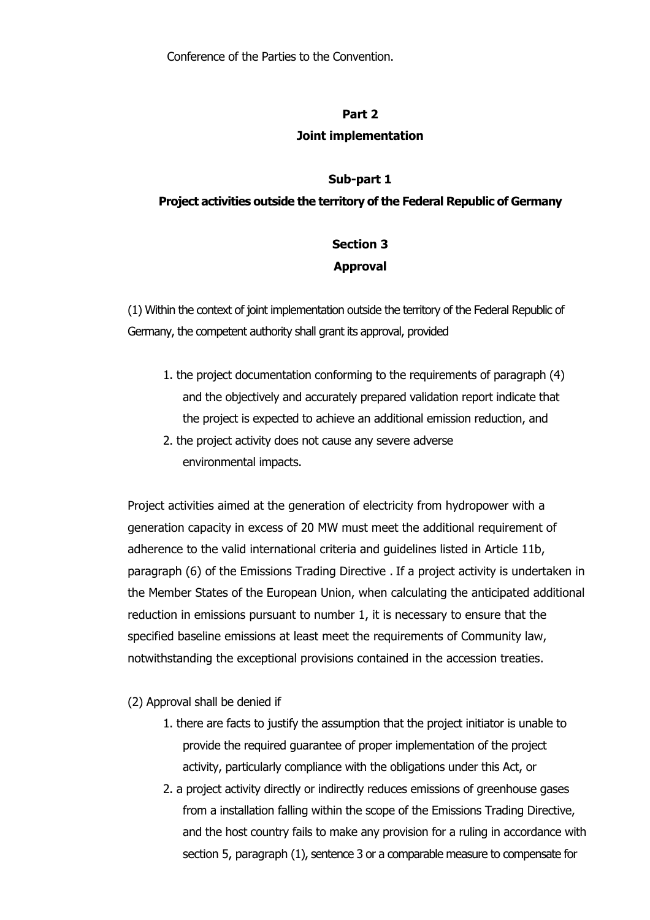Conference of the Parties to the Convention.

## Part 2
## Joint implementation

### Sub-part 1
### Project activities outside the territory of the Federal Republic of Germany

#### Section 3
#### Approval

(1) Within the context of joint implementation outside the territory of the Federal Republic of Germany, the competent authority shall grant its approval, provided

1. the project documentation conforming to the requirements of paragraph (4) and the objectively and accurately prepared validation report indicate that the project is expected to achieve an additional emission reduction, and
2. the project activity does not cause any severe adverse environmental impacts.

Project activities aimed at the generation of electricity from hydropower with a generation capacity in excess of 20 MW must meet the additional requirement of adherence to the valid international criteria and guidelines listed in Article 11b, paragraph (6) of the Emissions Trading Directive . If a project activity is undertaken in the Member States of the European Union, when calculating the anticipated additional reduction in emissions pursuant to number 1, it is necessary to ensure that the specified baseline emissions at least meet the requirements of Community law, notwithstanding the exceptional provisions contained in the accession treaties.

(2) Approval shall be denied if

1. there are facts to justify the assumption that the project initiator is unable to provide the required guarantee of proper implementation of the project activity, particularly compliance with the obligations under this Act, or
2. a project activity directly or indirectly reduces emissions of greenhouse gases from a installation falling within the scope of the Emissions Trading Directive, and the host country fails to make any provision for a ruling in accordance with section 5, paragraph (1), sentence 3 or a comparable measure to compensate for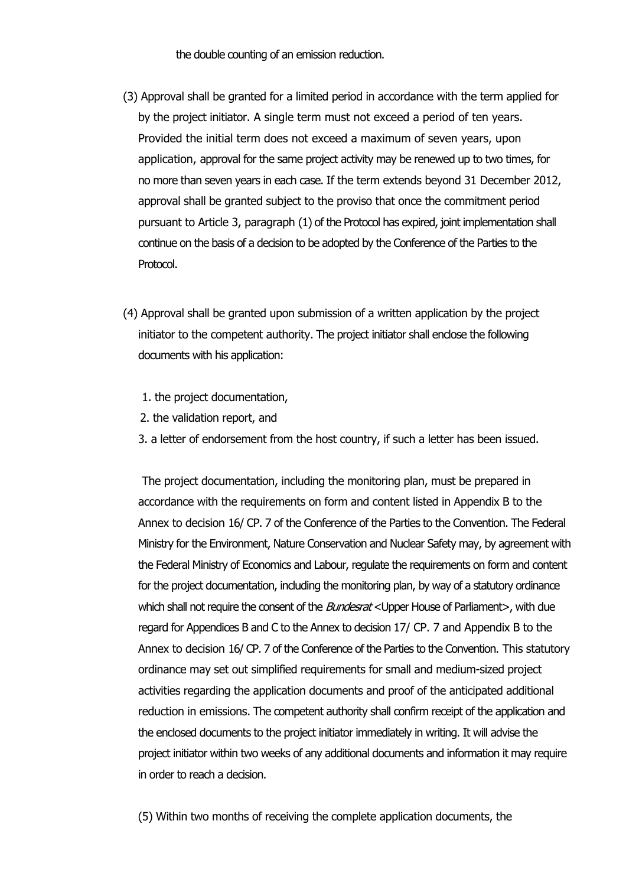the double counting of an emission reduction.

(3) Approval shall be granted for a limited period in accordance with the term applied for by the project initiator. A single term must not exceed a period of ten years. Provided the initial term does not exceed a maximum of seven years, upon application, approval for the same project activity may be renewed up to two times, for no more than seven years in each case. If the term extends beyond 31 December 2012, approval shall be granted subject to the proviso that once the commitment period pursuant to Article 3, paragraph (1) of the Protocol has expired, joint implementation shall continue on the basis of a decision to be adopted by the Conference of the Parties to the Protocol.

(4) Approval shall be granted upon submission of a written application by the project initiator to the competent authority. The project initiator shall enclose the following documents with his application:

1. the project documentation,
2. the validation report, and
3. a letter of endorsement from the host country, if such a letter has been issued.

The project documentation, including the monitoring plan, must be prepared in accordance with the requirements on form and content listed in Appendix B to the Annex to decision 16/ CP. 7 of the Conference of the Parties to the Convention. The Federal Ministry for the Environment, Nature Conservation and Nuclear Safety may, by agreement with the Federal Ministry of Economics and Labour, regulate the requirements on form and content for the project documentation, including the monitoring plan, by way of a statutory ordinance which shall not require the consent of the *Bundesrat* <Upper House of Parliament>, with due regard for Appendices B and C to the Annex to decision 17/ CP. 7 and Appendix B to the Annex to decision 16/ CP. 7 of the Conference of the Parties to the Convention. This statutory ordinance may set out simplified requirements for small and medium-sized project activities regarding the application documents and proof of the anticipated additional reduction in emissions. The competent authority shall confirm receipt of the application and the enclosed documents to the project initiator immediately in writing. It will advise the project initiator within two weeks of any additional documents and information it may require in order to reach a decision.

(5) Within two months of receiving the complete application documents, the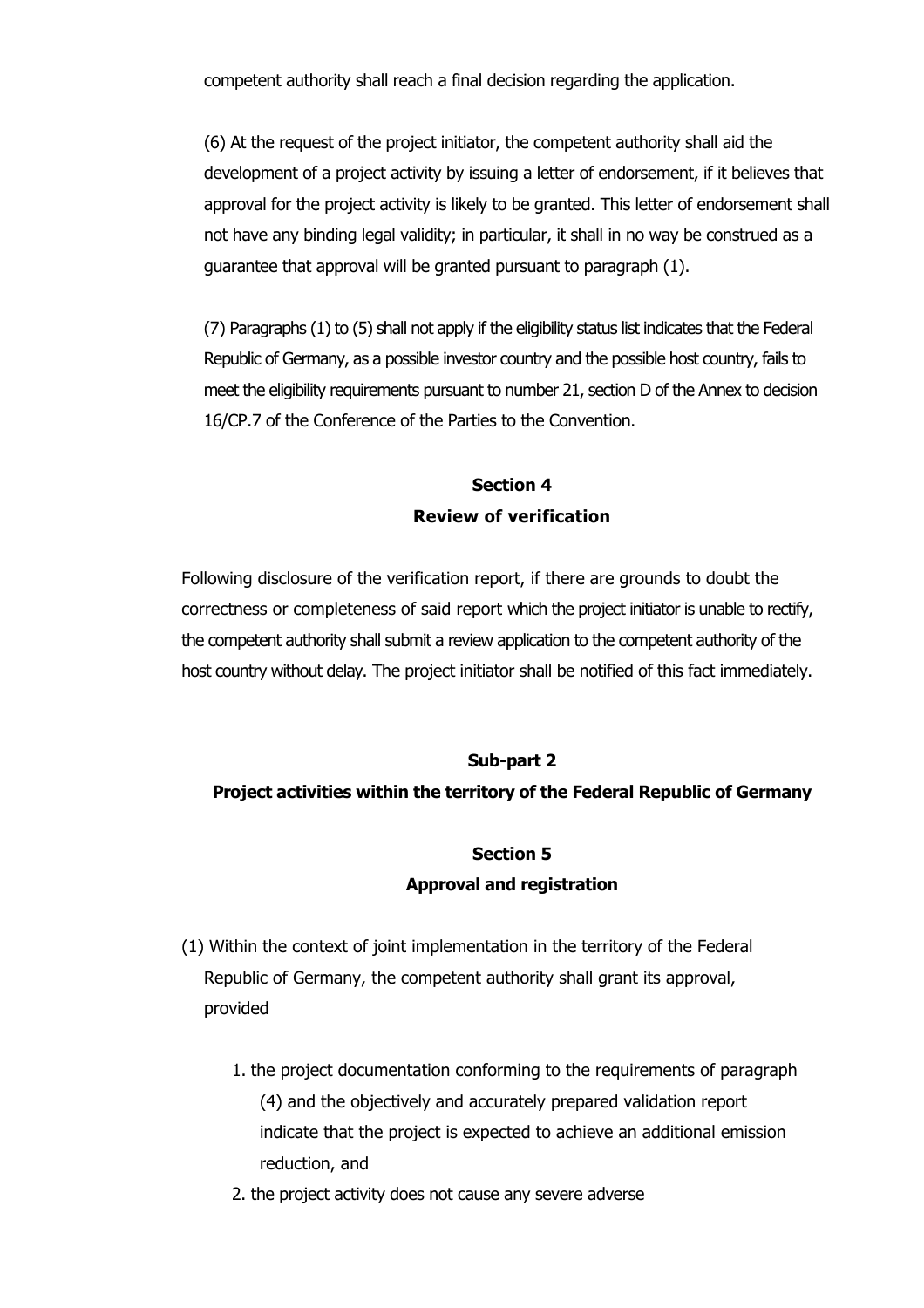competent authority shall reach a final decision regarding the application.

(6) At the request of the project initiator, the competent authority shall aid the development of a project activity by issuing a letter of endorsement, if it believes that approval for the project activity is likely to be granted. This letter of endorsement shall not have any binding legal validity; in particular, it shall in no way be construed as a guarantee that approval will be granted pursuant to paragraph (1).

(7) Paragraphs (1) to (5) shall not apply if the eligibility status list indicates that the Federal Republic of Germany, as a possible investor country and the possible host country, fails to meet the eligibility requirements pursuant to number 21, section D of the Annex to decision 16/CP.7 of the Conference of the Parties to the Convention.

### Section 4
### Review of verification

Following disclosure of the verification report, if there are grounds to doubt the correctness or completeness of said report which the project initiator is unable to rectify, the competent authority shall submit a review application to the competent authority of the host country without delay. The project initiator shall be notified of this fact immediately.

## Sub-part 2
## Project activities within the territory of the Federal Republic of Germany

### Section 5
### Approval and registration

(1) Within the context of joint implementation in the territory of the Federal Republic of Germany, the competent authority shall grant its approval, provided

1. the project documentation conforming to the requirements of paragraph (4) and the objectively and accurately prepared validation report indicate that the project is expected to achieve an additional emission reduction, and
2. the project activity does not cause any severe adverse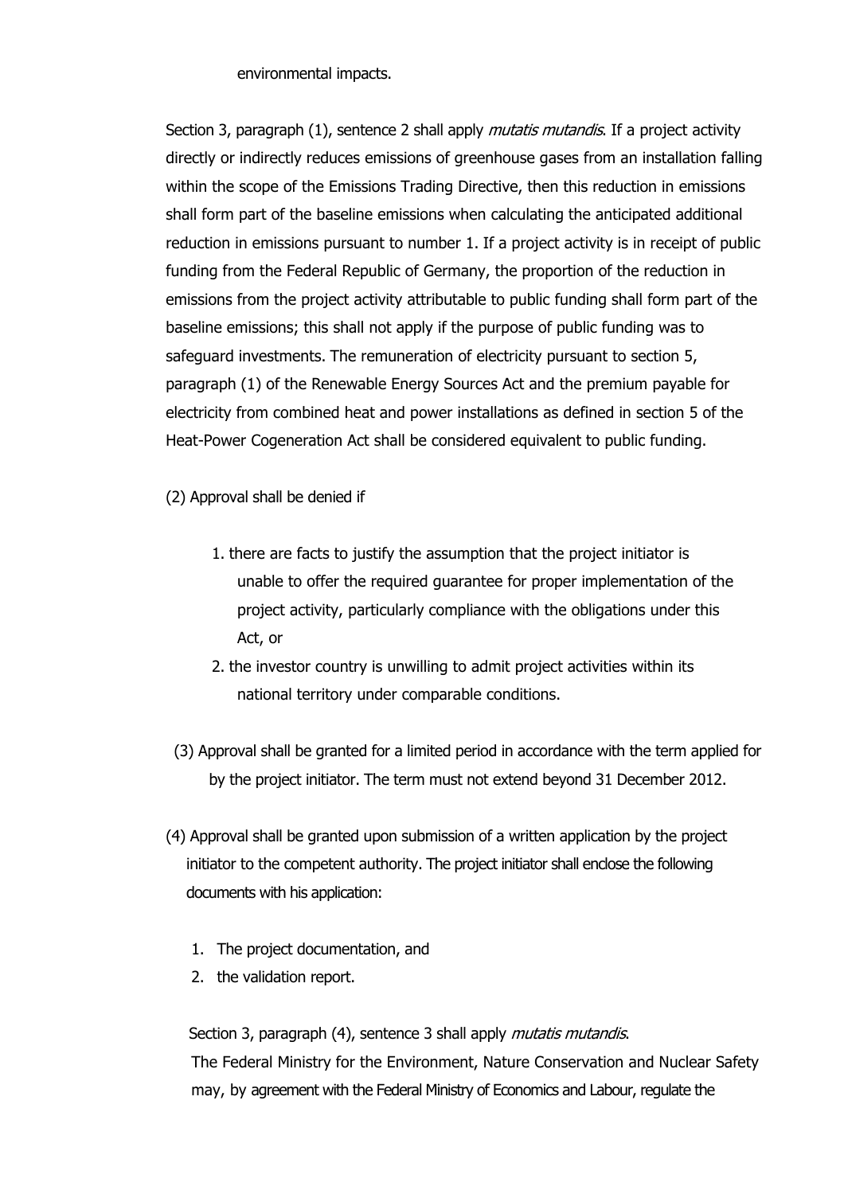environmental impacts.

Section 3, paragraph (1), sentence 2 shall apply *mutatis mutandis*. If a project activity directly or indirectly reduces emissions of greenhouse gases from an installation falling within the scope of the Emissions Trading Directive, then this reduction in emissions shall form part of the baseline emissions when calculating the anticipated additional reduction in emissions pursuant to number 1. If a project activity is in receipt of public funding from the Federal Republic of Germany, the proportion of the reduction in emissions from the project activity attributable to public funding shall form part of the baseline emissions; this shall not apply if the purpose of public funding was to safeguard investments. The remuneration of electricity pursuant to section 5, paragraph (1) of the Renewable Energy Sources Act and the premium payable for electricity from combined heat and power installations as defined in section 5 of the Heat-Power Cogeneration Act shall be considered equivalent to public funding.

(2) Approval shall be denied if

1. there are facts to justify the assumption that the project initiator is unable to offer the required guarantee for proper implementation of the project activity, particularly compliance with the obligations under this Act, or
2. the investor country is unwilling to admit project activities within its national territory under comparable conditions.

(3) Approval shall be granted for a limited period in accordance with the term applied for by the project initiator. The term must not extend beyond 31 December 2012.

(4) Approval shall be granted upon submission of a written application by the project initiator to the competent authority. The project initiator shall enclose the following documents with his application:

1. The project documentation, and
2. the validation report.

Section 3, paragraph (4), sentence 3 shall apply *mutatis mutandis*. The Federal Ministry for the Environment, Nature Conservation and Nuclear Safety may, by agreement with the Federal Ministry of Economics and Labour, regulate the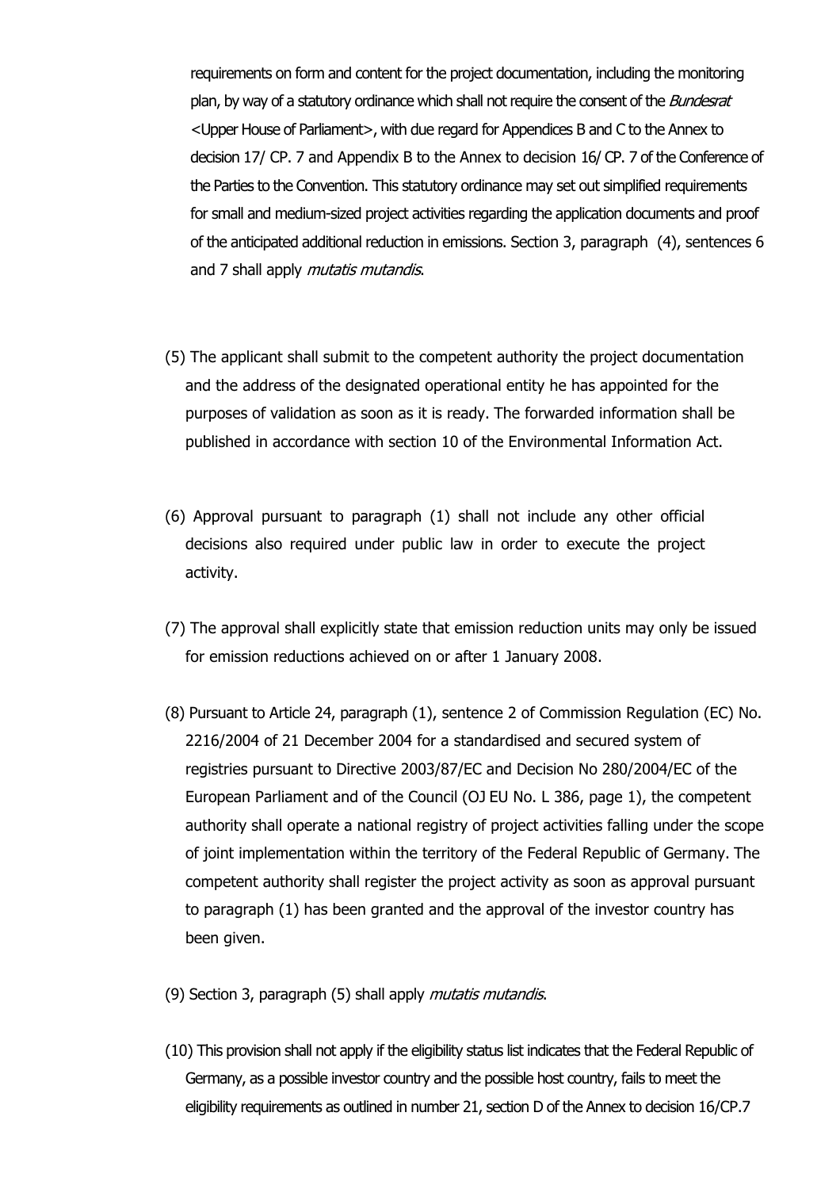requirements on form and content for the project documentation, including the monitoring plan, by way of a statutory ordinance which shall not require the consent of the *Bundesrat* <Upper House of Parliament>, with due regard for Appendices B and C to the Annex to decision 17/ CP. 7 and Appendix B to the Annex to decision 16/ CP. 7 of the Conference of the Parties to the Convention. This statutory ordinance may set out simplified requirements for small and medium-sized project activities regarding the application documents and proof of the anticipated additional reduction in emissions. Section 3, paragraph (4), sentences 6 and 7 shall apply *mutatis mutandis*.

(5) The applicant shall submit to the competent authority the project documentation and the address of the designated operational entity he has appointed for the purposes of validation as soon as it is ready. The forwarded information shall be published in accordance with section 10 of the Environmental Information Act.

(6) Approval pursuant to paragraph (1) shall not include any other official decisions also required under public law in order to execute the project activity.

(7) The approval shall explicitly state that emission reduction units may only be issued for emission reductions achieved on or after 1 January 2008.

(8) Pursuant to Article 24, paragraph (1), sentence 2 of Commission Regulation (EC) No. 2216/2004 of 21 December 2004 for a standardised and secured system of registries pursuant to Directive 2003/87/EC and Decision No 280/2004/EC of the European Parliament and of the Council (OJ EU No. L 386, page 1), the competent authority shall operate a national registry of project activities falling under the scope of joint implementation within the territory of the Federal Republic of Germany. The competent authority shall register the project activity as soon as approval pursuant to paragraph (1) has been granted and the approval of the investor country has been given.

(9) Section 3, paragraph (5) shall apply *mutatis mutandis*.

(10) This provision shall not apply if the eligibility status list indicates that the Federal Republic of Germany, as a possible investor country and the possible host country, fails to meet the eligibility requirements as outlined in number 21, section D of the Annex to decision 16/CP.7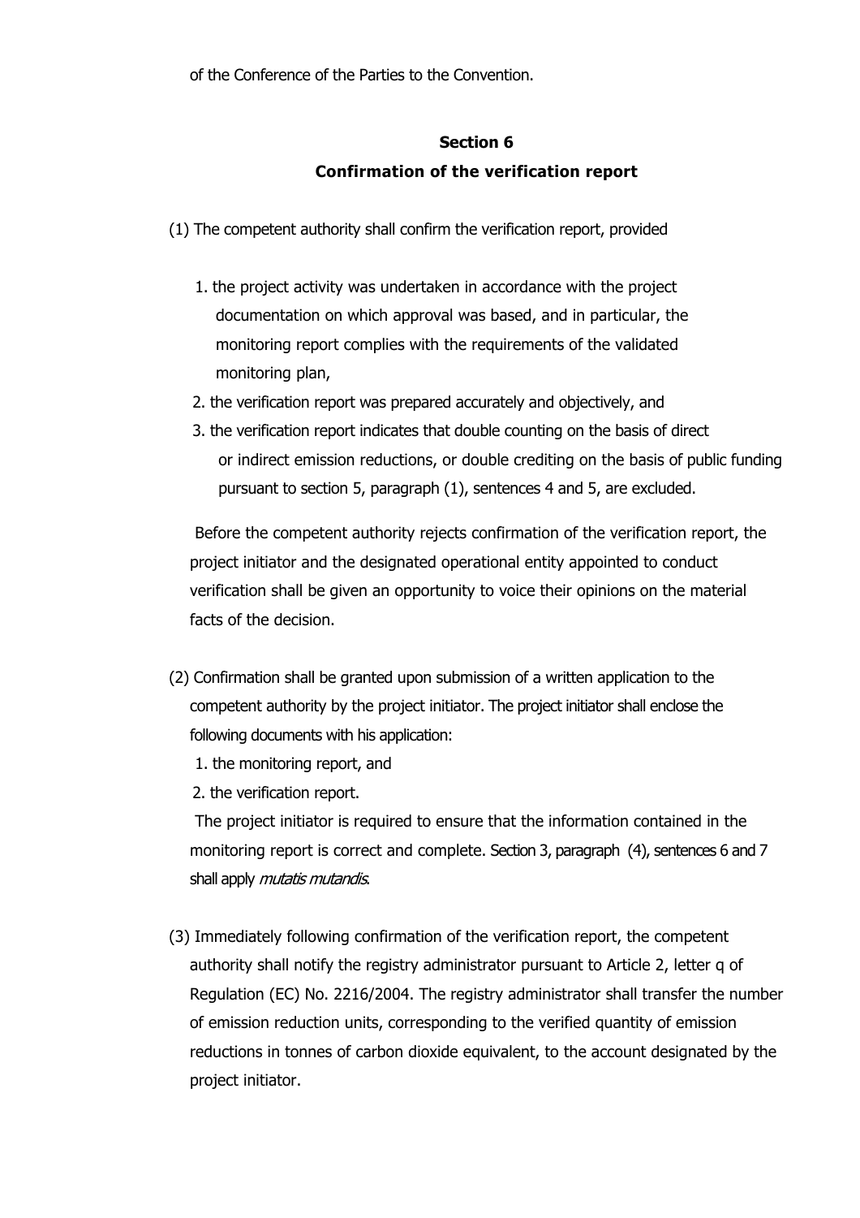of the Conference of the Parties to the Convention.

## Section 6
## Confirmation of the verification report

(1) The competent authority shall confirm the verification report, provided

1. the project activity was undertaken in accordance with the project documentation on which approval was based, and in particular, the monitoring report complies with the requirements of the validated monitoring plan,
2. the verification report was prepared accurately and objectively, and
3. the verification report indicates that double counting on the basis of direct or indirect emission reductions, or double crediting on the basis of public funding pursuant to section 5, paragraph (1), sentences 4 and 5, are excluded.

Before the competent authority rejects confirmation of the verification report, the project initiator and the designated operational entity appointed to conduct verification shall be given an opportunity to voice their opinions on the material facts of the decision.

(2) Confirmation shall be granted upon submission of a written application to the competent authority by the project initiator. The project initiator shall enclose the following documents with his application:

1. the monitoring report, and
2. the verification report.

The project initiator is required to ensure that the information contained in the monitoring report is correct and complete. Section 3, paragraph (4), sentences 6 and 7 shall apply *mutatis mutandis*.

(3) Immediately following confirmation of the verification report, the competent authority shall notify the registry administrator pursuant to Article 2, letter q of Regulation (EC) No. 2216/2004. The registry administrator shall transfer the number of emission reduction units, corresponding to the verified quantity of emission reductions in tonnes of carbon dioxide equivalent, to the account designated by the project initiator.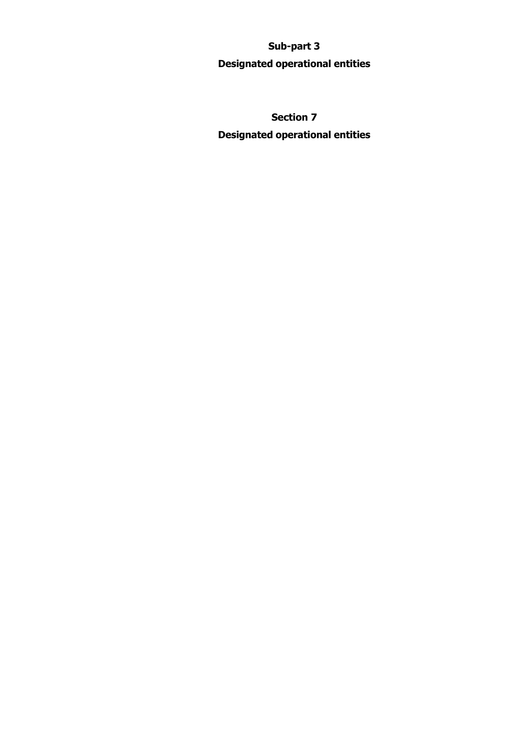## Sub-part 3

## Designated operational entities

### Section 7

### Designated operational entities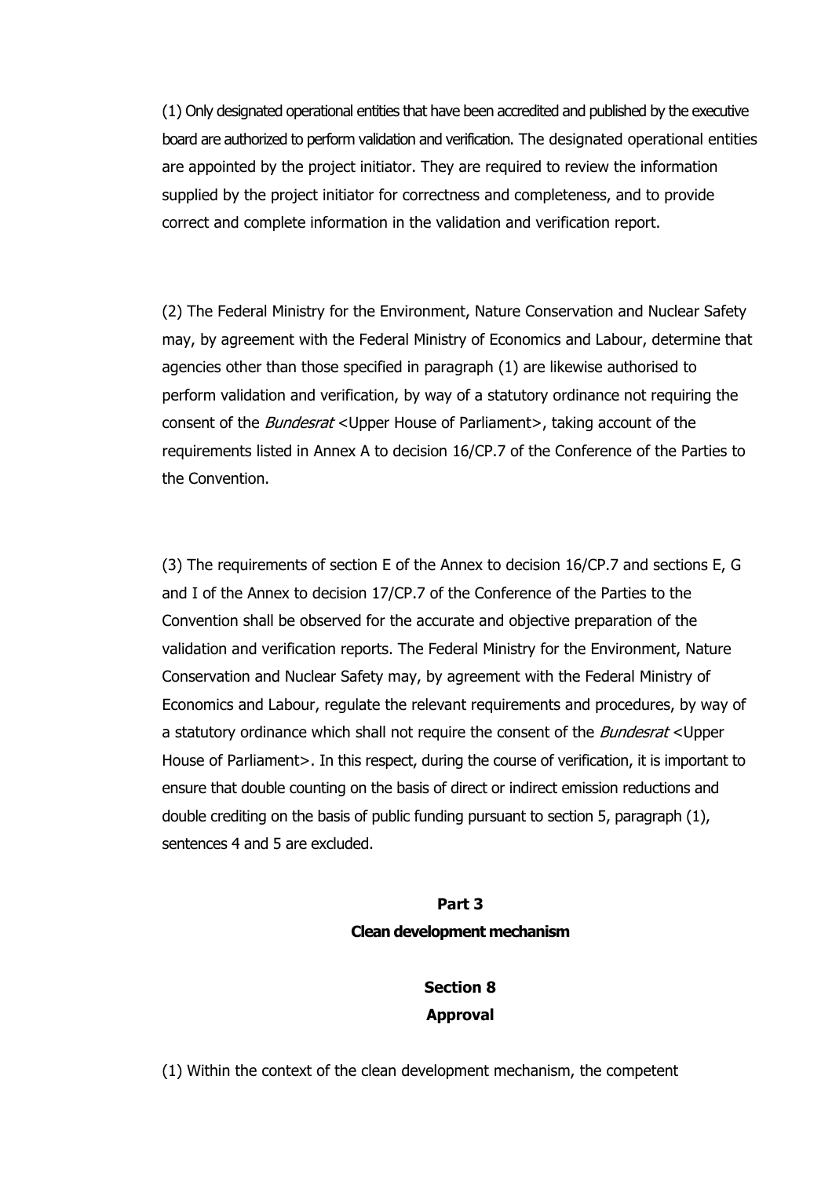(1) Only designated operational entities that have been accredited and published by the executive board are authorized to perform validation and verification. The designated operational entities are appointed by the project initiator. They are required to review the information supplied by the project initiator for correctness and completeness, and to provide correct and complete information in the validation and verification report.

(2) The Federal Ministry for the Environment, Nature Conservation and Nuclear Safety may, by agreement with the Federal Ministry of Economics and Labour, determine that agencies other than those specified in paragraph (1) are likewise authorised to perform validation and verification, by way of a statutory ordinance not requiring the consent of the *Bundesrat* <Upper House of Parliament>, taking account of the requirements listed in Annex A to decision 16/CP.7 of the Conference of the Parties to the Convention.

(3) The requirements of section E of the Annex to decision 16/CP.7 and sections E, G and I of the Annex to decision 17/CP.7 of the Conference of the Parties to the Convention shall be observed for the accurate and objective preparation of the validation and verification reports. The Federal Ministry for the Environment, Nature Conservation and Nuclear Safety may, by agreement with the Federal Ministry of Economics and Labour, regulate the relevant requirements and procedures, by way of a statutory ordinance which shall not require the consent of the *Bundesrat* <Upper House of Parliament>. In this respect, during the course of verification, it is important to ensure that double counting on the basis of direct or indirect emission reductions and double crediting on the basis of public funding pursuant to section 5, paragraph (1), sentences 4 and 5 are excluded.

## Part 3
## Clean development mechanism

### Section 8
### Approval

(1) Within the context of the clean development mechanism, the competent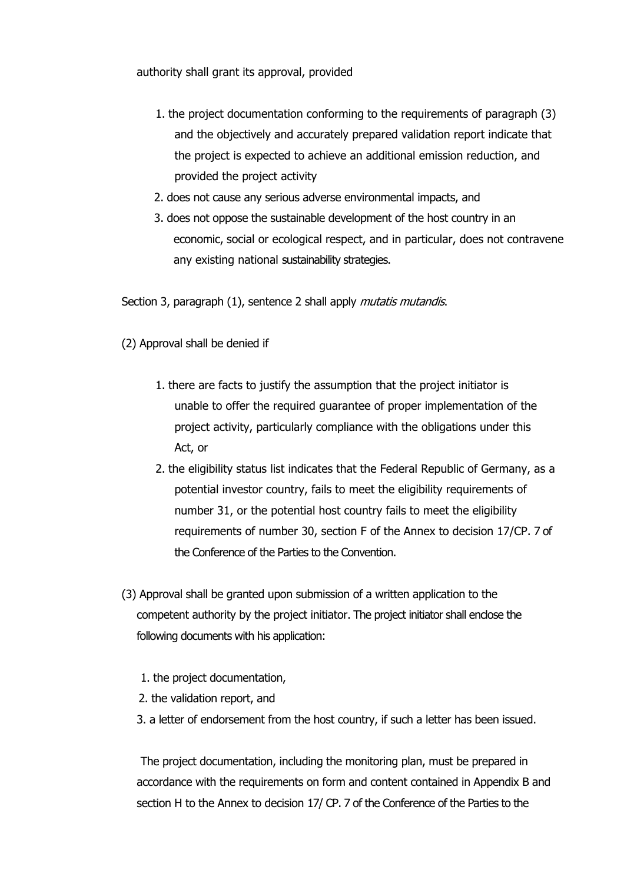authority shall grant its approval, provided

1. the project documentation conforming to the requirements of paragraph (3) and the objectively and accurately prepared validation report indicate that the project is expected to achieve an additional emission reduction, and provided the project activity
2. does not cause any serious adverse environmental impacts, and
3. does not oppose the sustainable development of the host country in an economic, social or ecological respect, and in particular, does not contravene any existing national sustainability strategies.

Section 3, paragraph (1), sentence 2 shall apply *mutatis mutandis*.

(2) Approval shall be denied if

1. there are facts to justify the assumption that the project initiator is unable to offer the required guarantee of proper implementation of the project activity, particularly compliance with the obligations under this Act, or
2. the eligibility status list indicates that the Federal Republic of Germany, as a potential investor country, fails to meet the eligibility requirements of number 31, or the potential host country fails to meet the eligibility requirements of number 30, section F of the Annex to decision 17/CP. 7 of the Conference of the Parties to the Convention.

(3) Approval shall be granted upon submission of a written application to the competent authority by the project initiator. The project initiator shall enclose the following documents with his application:

1. the project documentation,
2. the validation report, and
3. a letter of endorsement from the host country, if such a letter has been issued.

The project documentation, including the monitoring plan, must be prepared in accordance with the requirements on form and content contained in Appendix B and section H to the Annex to decision 17/ CP. 7 of the Conference of the Parties to the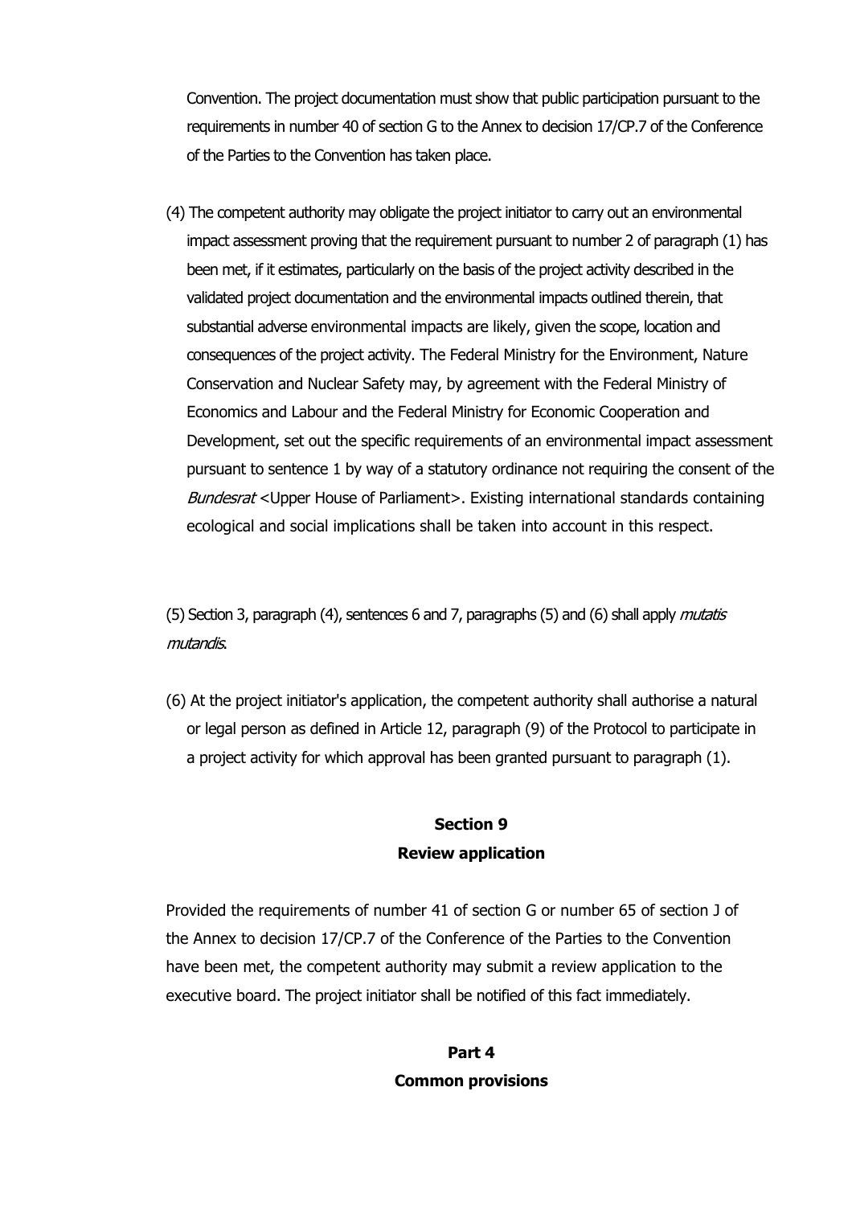Convention. The project documentation must show that public participation pursuant to the requirements in number 40 of section G to the Annex to decision 17/CP.7 of the Conference of the Parties to the Convention has taken place.

(4) The competent authority may obligate the project initiator to carry out an environmental impact assessment proving that the requirement pursuant to number 2 of paragraph (1) has been met, if it estimates, particularly on the basis of the project activity described in the validated project documentation and the environmental impacts outlined therein, that substantial adverse environmental impacts are likely, given the scope, location and consequences of the project activity. The Federal Ministry for the Environment, Nature Conservation and Nuclear Safety may, by agreement with the Federal Ministry of Economics and Labour and the Federal Ministry for Economic Cooperation and Development, set out the specific requirements of an environmental impact assessment pursuant to sentence 1 by way of a statutory ordinance not requiring the consent of the *Bundesrat* <Upper House of Parliament>. Existing international standards containing ecological and social implications shall be taken into account in this respect.

(5) Section 3, paragraph (4), sentences 6 and 7, paragraphs (5) and (6) shall apply *mutatis mutandis*.

(6) At the project initiator's application, the competent authority shall authorise a natural or legal person as defined in Article 12, paragraph (9) of the Protocol to participate in a project activity for which approval has been granted pursuant to paragraph (1).

## Section 9
## Review application

Provided the requirements of number 41 of section G or number 65 of section J of the Annex to decision 17/CP.7 of the Conference of the Parties to the Convention have been met, the competent authority may submit a review application to the executive board. The project initiator shall be notified of this fact immediately.

# Part 4
# Common provisions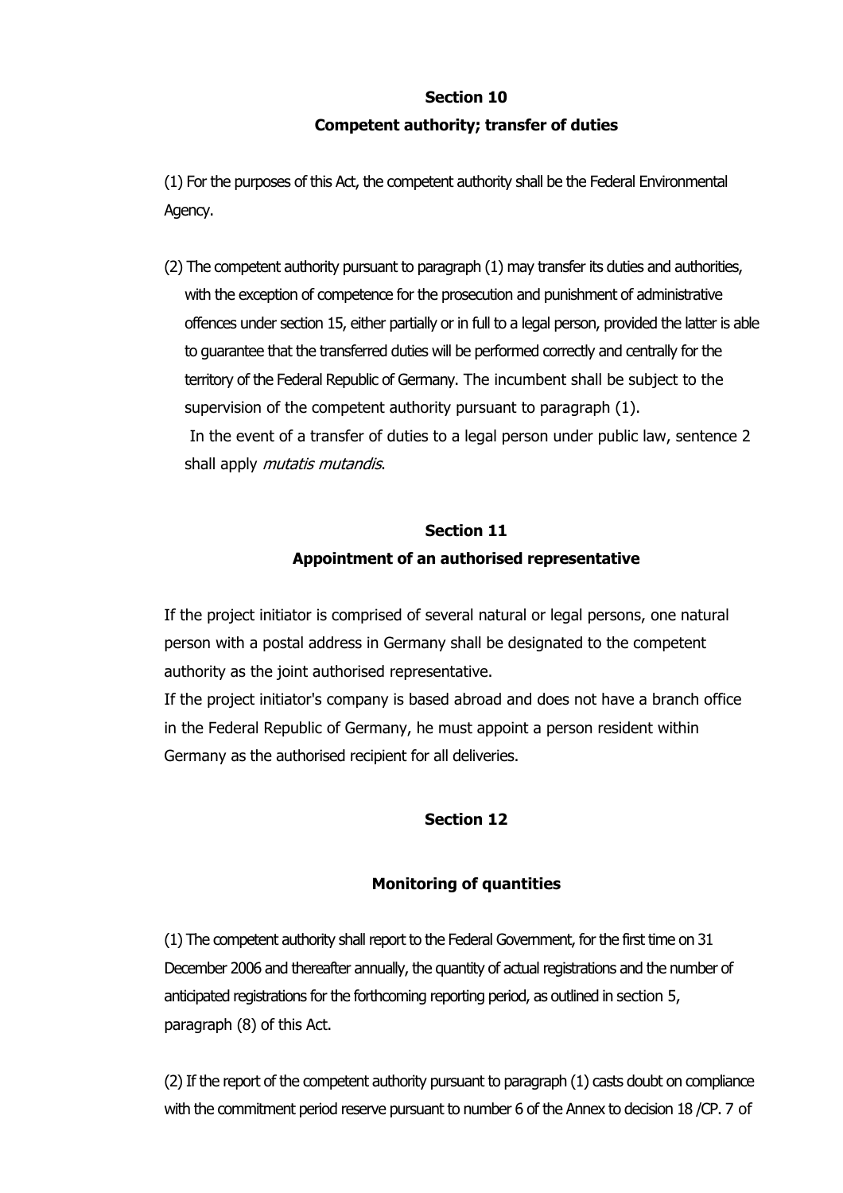## Section 10
### Competent authority; transfer of duties

(1) For the purposes of this Act, the competent authority shall be the Federal Environmental Agency.

(2) The competent authority pursuant to paragraph (1) may transfer its duties and authorities, with the exception of competence for the prosecution and punishment of administrative offences under section 15, either partially or in full to a legal person, provided the latter is able to guarantee that the transferred duties will be performed correctly and centrally for the territory of the Federal Republic of Germany. The incumbent shall be subject to the supervision of the competent authority pursuant to paragraph (1).
In the event of a transfer of duties to a legal person under public law, sentence 2 shall apply *mutatis mutandis*.

## Section 11
### Appointment of an authorised representative

If the project initiator is comprised of several natural or legal persons, one natural person with a postal address in Germany shall be designated to the competent authority as the joint authorised representative.
If the project initiator's company is based abroad and does not have a branch office in the Federal Republic of Germany, he must appoint a person resident within Germany as the authorised recipient for all deliveries.

## Section 12

### Monitoring of quantities

(1) The competent authority shall report to the Federal Government, for the first time on 31 December 2006 and thereafter annually, the quantity of actual registrations and the number of anticipated registrations for the forthcoming reporting period, as outlined in section 5, paragraph (8) of this Act.

(2) If the report of the competent authority pursuant to paragraph (1) casts doubt on compliance with the commitment period reserve pursuant to number 6 of the Annex to decision 18 /CP. 7 of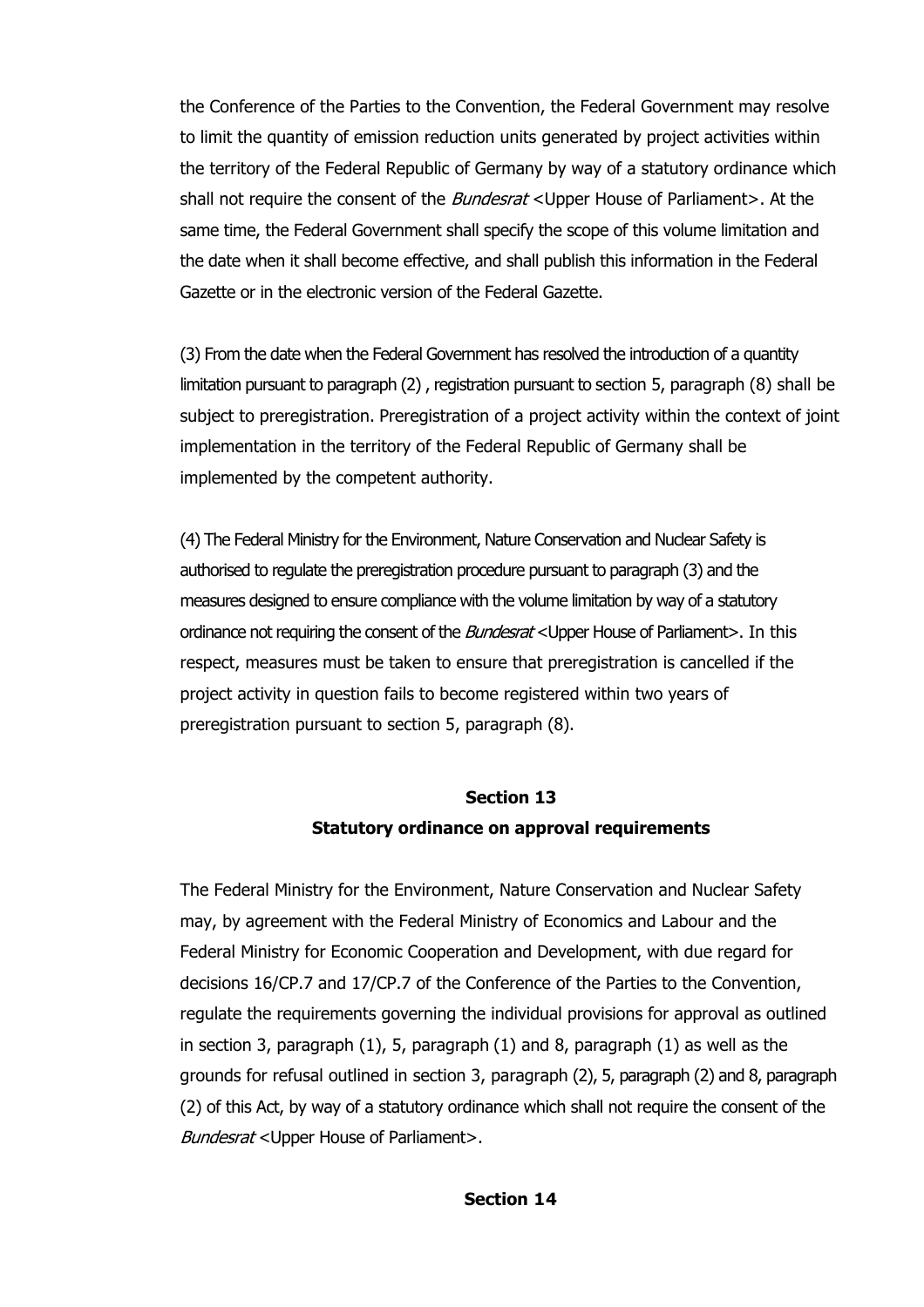the Conference of the Parties to the Convention, the Federal Government may resolve to limit the quantity of emission reduction units generated by project activities within the territory of the Federal Republic of Germany by way of a statutory ordinance which shall not require the consent of the *Bundesrat* <Upper House of Parliament>. At the same time, the Federal Government shall specify the scope of this volume limitation and the date when it shall become effective, and shall publish this information in the Federal Gazette or in the electronic version of the Federal Gazette.

(3) From the date when the Federal Government has resolved the introduction of a quantity limitation pursuant to paragraph (2) , registration pursuant to section 5, paragraph (8) shall be subject to preregistration. Preregistration of a project activity within the context of joint implementation in the territory of the Federal Republic of Germany shall be implemented by the competent authority.

(4) The Federal Ministry for the Environment, Nature Conservation and Nuclear Safety is authorised to regulate the preregistration procedure pursuant to paragraph (3) and the measures designed to ensure compliance with the volume limitation by way of a statutory ordinance not requiring the consent of the *Bundesrat* <Upper House of Parliament>. In this respect, measures must be taken to ensure that preregistration is cancelled if the project activity in question fails to become registered within two years of preregistration pursuant to section 5, paragraph (8).

## Section 13
## Statutory ordinance on approval requirements

The Federal Ministry for the Environment, Nature Conservation and Nuclear Safety may, by agreement with the Federal Ministry of Economics and Labour and the Federal Ministry for Economic Cooperation and Development, with due regard for decisions 16/CP.7 and 17/CP.7 of the Conference of the Parties to the Convention, regulate the requirements governing the individual provisions for approval as outlined in section 3, paragraph (1), 5, paragraph (1) and 8, paragraph (1) as well as the grounds for refusal outlined in section 3, paragraph (2), 5, paragraph (2) and 8, paragraph (2) of this Act, by way of a statutory ordinance which shall not require the consent of the *Bundesrat* <Upper House of Parliament>.

## Section 14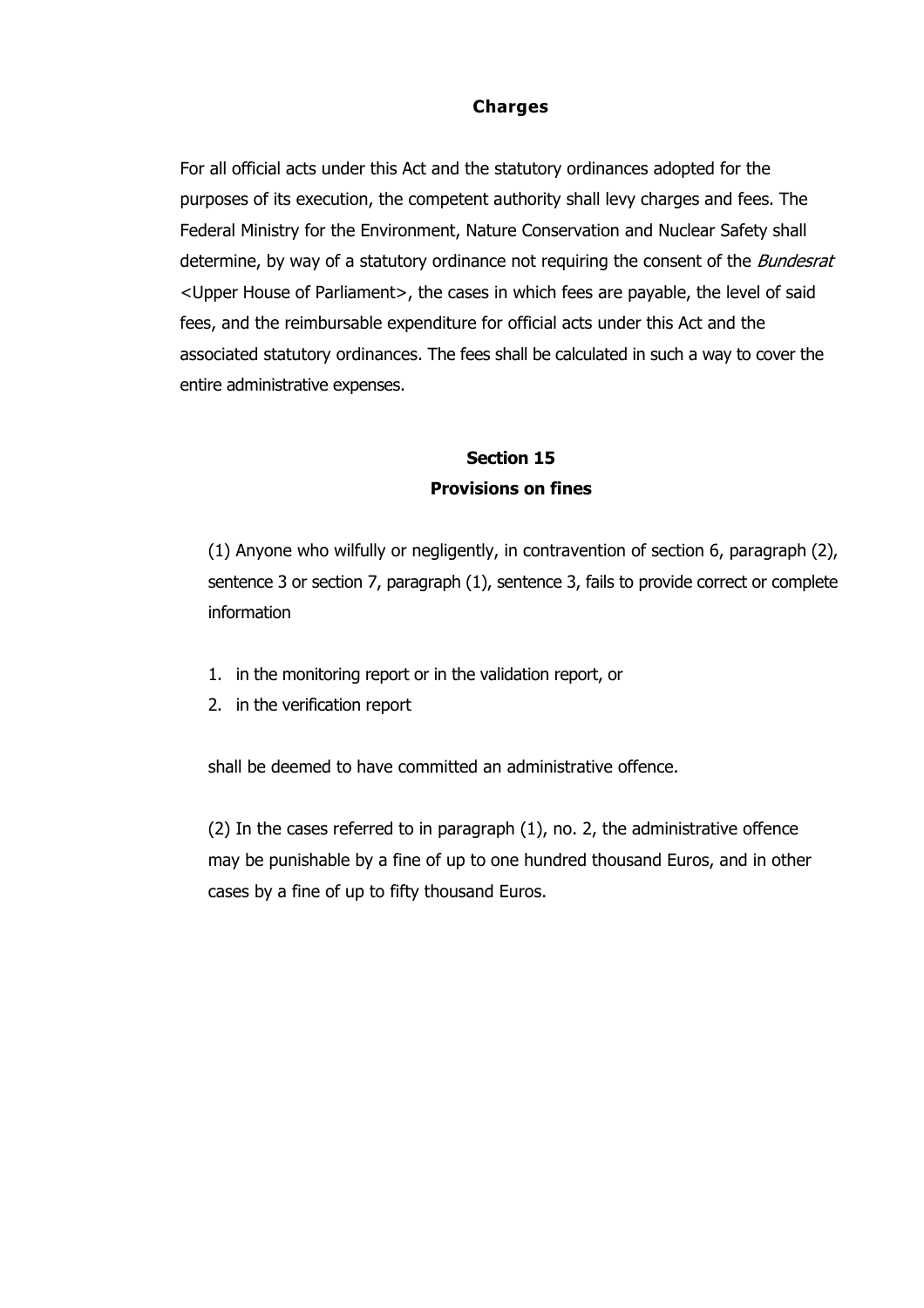### Charges

For all official acts under this Act and the statutory ordinances adopted for the purposes of its execution, the competent authority shall levy charges and fees. The Federal Ministry for the Environment, Nature Conservation and Nuclear Safety shall determine, by way of a statutory ordinance not requiring the consent of the *Bundesrat* <Upper House of Parliament>, the cases in which fees are payable, the level of said fees, and the reimbursable expenditure for official acts under this Act and the associated statutory ordinances. The fees shall be calculated in such a way to cover the entire administrative expenses.

## Section 15
## Provisions on fines

(1) Anyone who wilfully or negligently, in contravention of section 6, paragraph (2), sentence 3 or section 7, paragraph (1), sentence 3, fails to provide correct or complete information

1. in the monitoring report or in the validation report, or
2. in the verification report

shall be deemed to have committed an administrative offence.

(2) In the cases referred to in paragraph (1), no. 2, the administrative offence may be punishable by a fine of up to one hundred thousand Euros, and in other cases by a fine of up to fifty thousand Euros.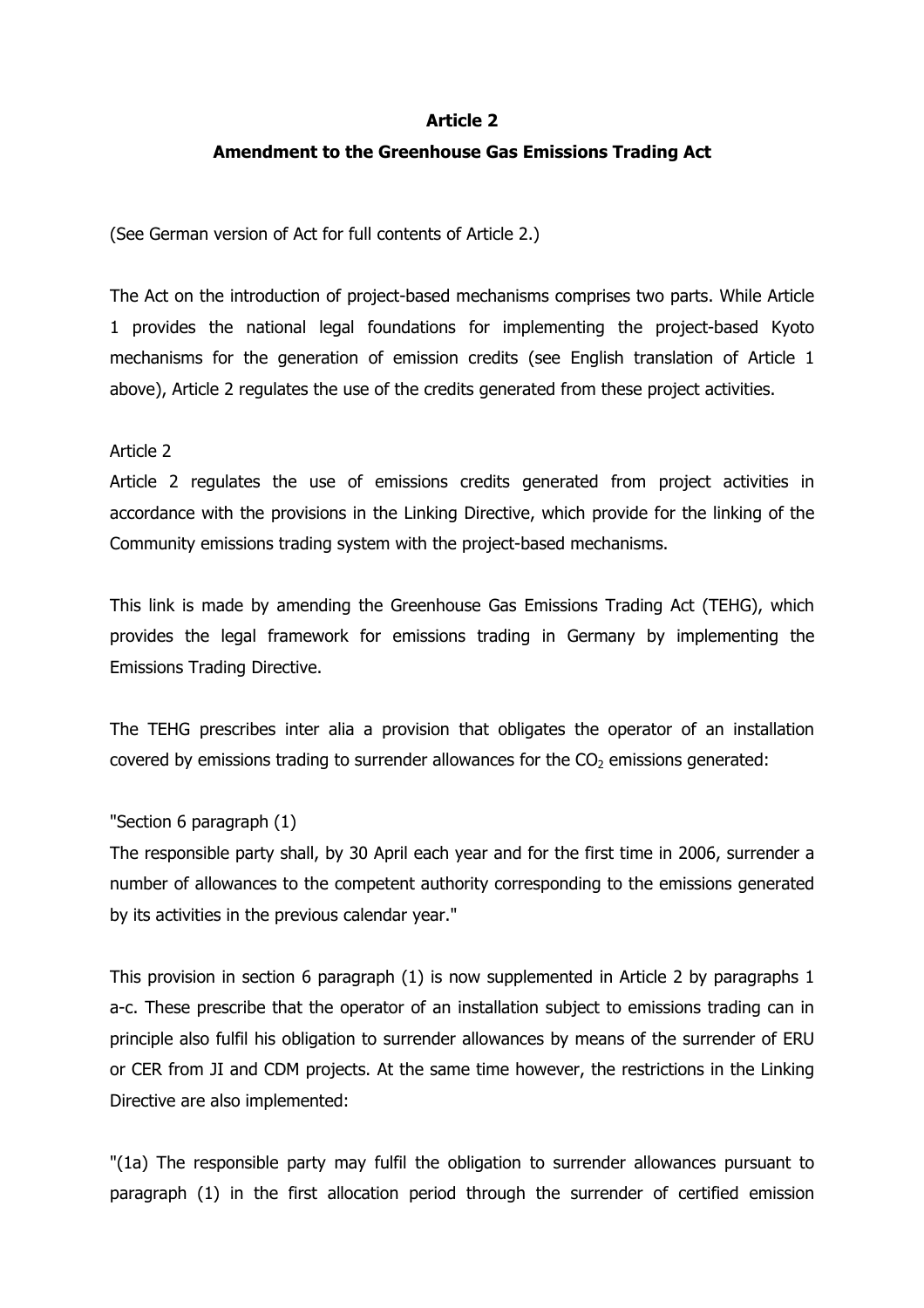**Article 2**

**Amendment to the Greenhouse Gas Emissions Trading Act**

(See German version of Act for full contents of Article 2.)

The Act on the introduction of project-based mechanisms comprises two parts. While Article 1 provides the national legal foundations for implementing the project-based Kyoto mechanisms for the generation of emission credits (see English translation of Article 1 above), Article 2 regulates the use of the credits generated from these project activities.

Article 2

Article 2 regulates the use of emissions credits generated from project activities in accordance with the provisions in the Linking Directive, which provide for the linking of the Community emissions trading system with the project-based mechanisms.

This link is made by amending the Greenhouse Gas Emissions Trading Act (TEHG), which provides the legal framework for emissions trading in Germany by implementing the Emissions Trading Directive.

The TEHG prescribes inter alia a provision that obligates the operator of an installation covered by emissions trading to surrender allowances for the $CO_2$ emissions generated:

"Section 6 paragraph (1)

The responsible party shall, by 30 April each year and for the first time in 2006, surrender a number of allowances to the competent authority corresponding to the emissions generated by its activities in the previous calendar year."

This provision in section 6 paragraph (1) is now supplemented in Article 2 by paragraphs 1 a-c. These prescribe that the operator of an installation subject to emissions trading can in principle also fulfil his obligation to surrender allowances by means of the surrender of ERU or CER from JI and CDM projects. At the same time however, the restrictions in the Linking Directive are also implemented:

"(1a) The responsible party may fulfil the obligation to surrender allowances pursuant to paragraph (1) in the first allocation period through the surrender of certified emission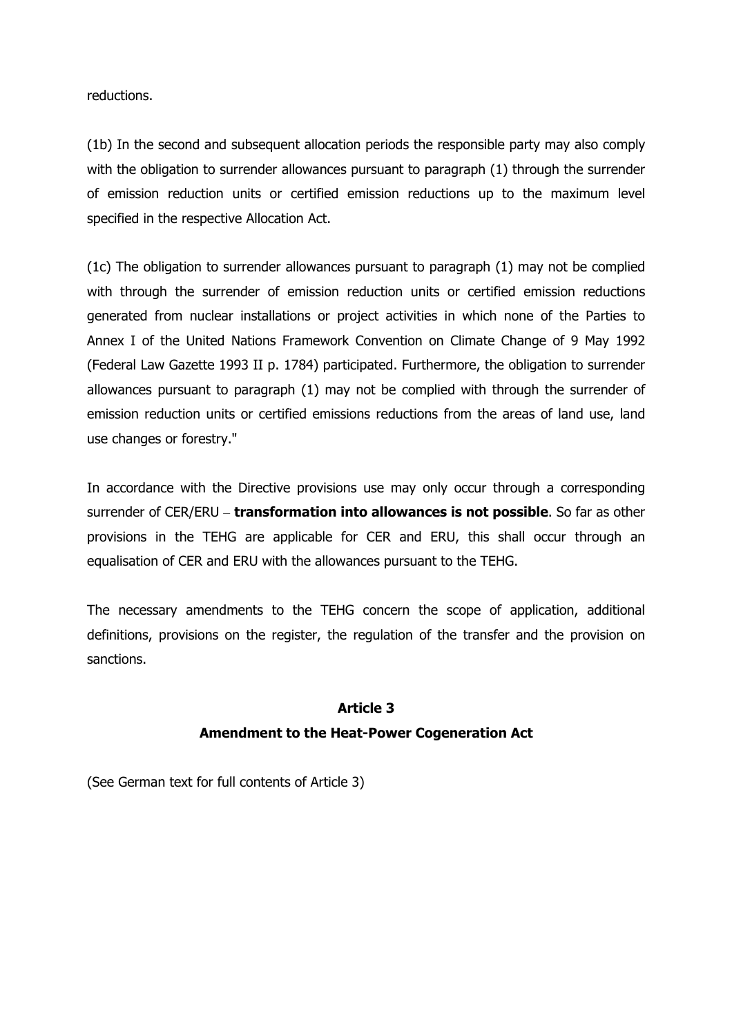reductions.

(1b) In the second and subsequent allocation periods the responsible party may also comply with the obligation to surrender allowances pursuant to paragraph (1) through the surrender of emission reduction units or certified emission reductions up to the maximum level specified in the respective Allocation Act.

(1c) The obligation to surrender allowances pursuant to paragraph (1) may not be complied with through the surrender of emission reduction units or certified emission reductions generated from nuclear installations or project activities in which none of the Parties to Annex I of the United Nations Framework Convention on Climate Change of 9 May 1992 (Federal Law Gazette 1993 II p. 1784) participated. Furthermore, the obligation to surrender allowances pursuant to paragraph (1) may not be complied with through the surrender of emission reduction units or certified emissions reductions from the areas of land use, land use changes or forestry."

In accordance with the Directive provisions use may only occur through a corresponding surrender of CER/ERU – **transformation into allowances is not possible**. So far as other provisions in the TEHG are applicable for CER and ERU, this shall occur through an equalisation of CER and ERU with the allowances pursuant to the TEHG.

The necessary amendments to the TEHG concern the scope of application, additional definitions, provisions on the register, the regulation of the transfer and the provision on sanctions.

## Article 3

## Amendment to the Heat-Power Cogeneration Act

(See German text for full contents of Article 3)